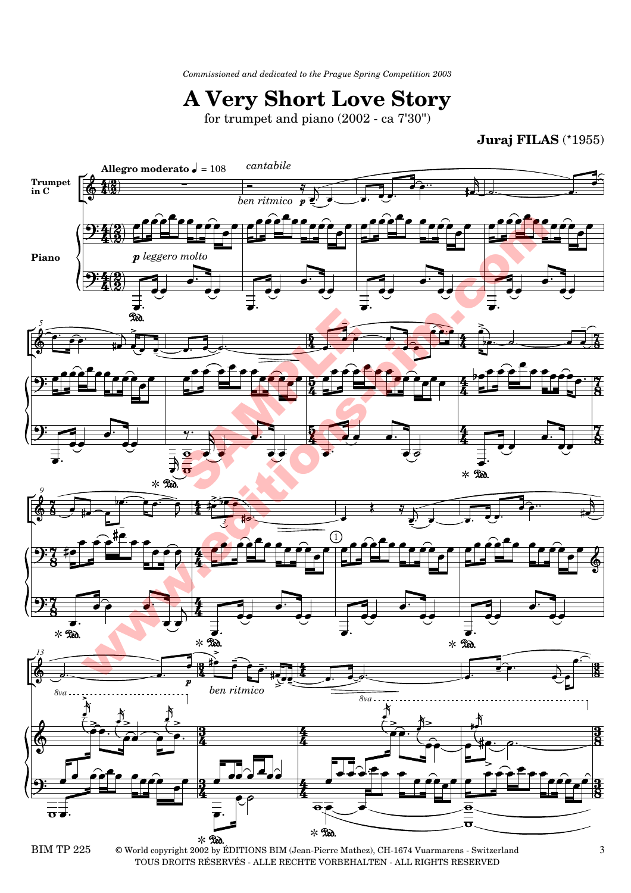*Commissioned and dedicated to the Prague Spring Competition 2003*

# A Very Short Love Story

for trumpet and piano (2002 - ca 7'30")

**Juraj FILAS** (*1955)

© World copyright 2002 by ÉDITIONS BIM (Jean-Pierre Mathez), CH-1674 Vuarmarens - Switzerland
TOUS DROITS RÉSERVÉS - ALLE RECHTE VORBEHALTEN - ALL RIGHTS RESERVED

BIM TP 225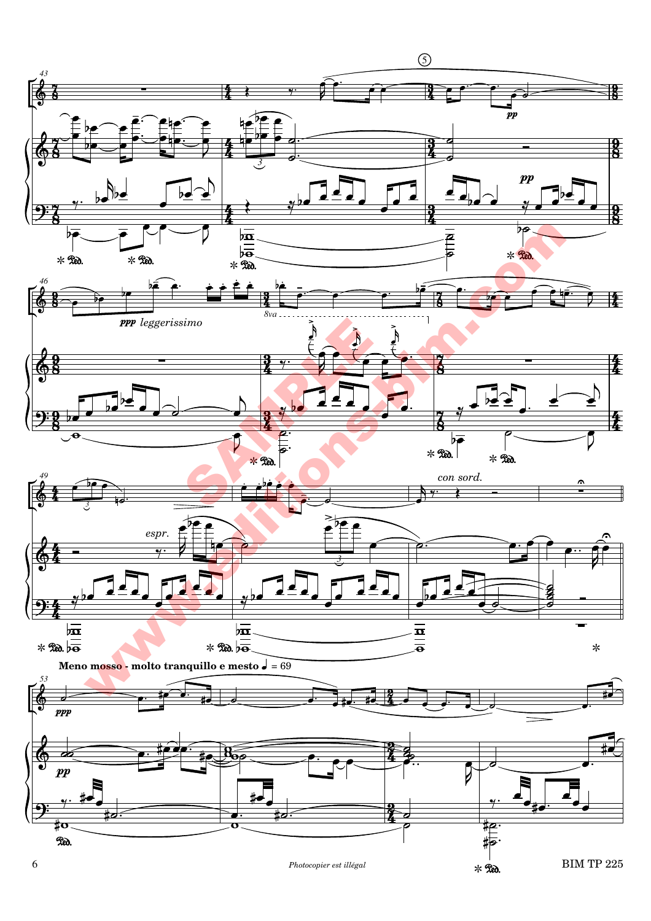**Meno mosso - molto tranquillo e mesto** ♩ = 69